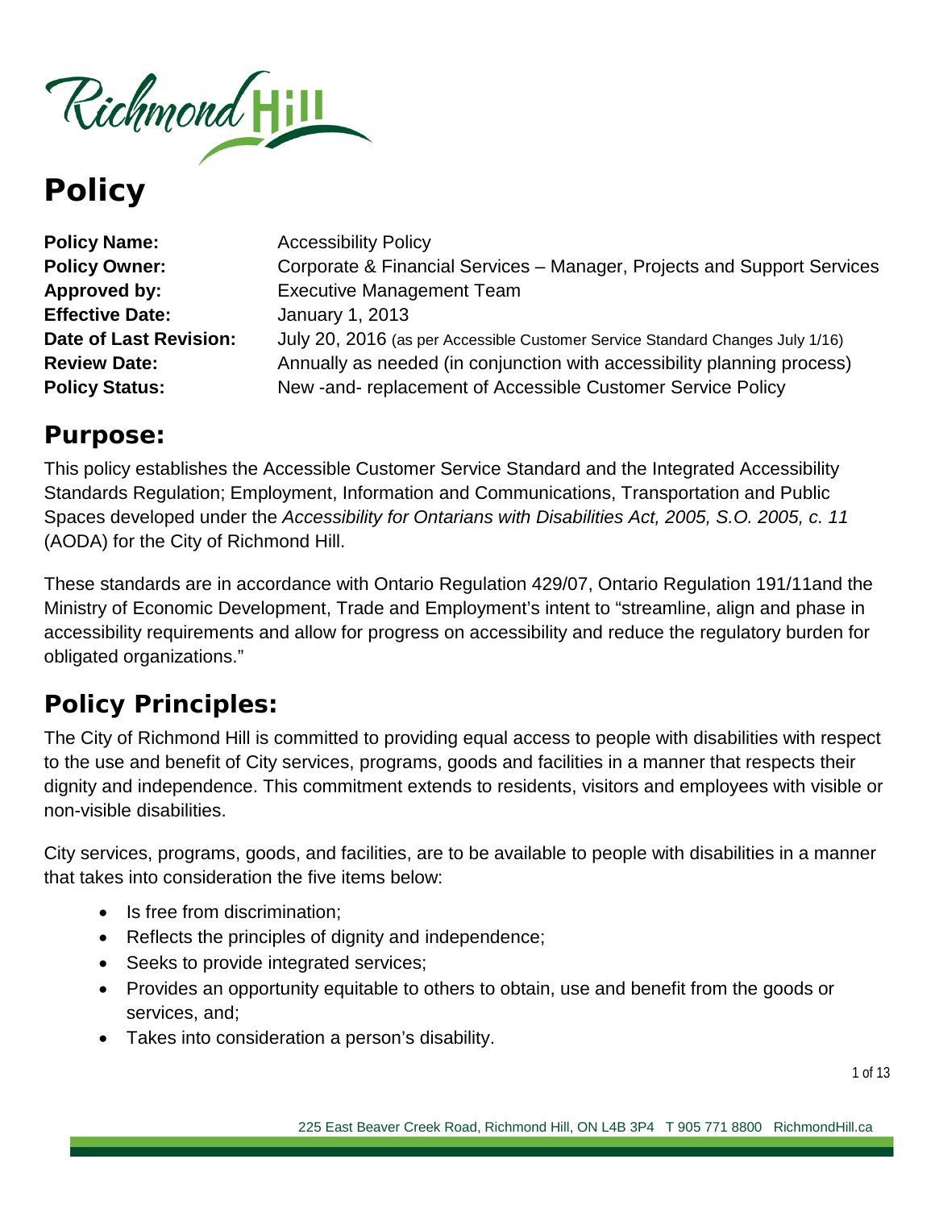# Policy

| | |
|---|---|
| **Policy Name:** | Accessibility Policy |
| **Policy Owner:** | Corporate & Financial Services – Manager, Projects and Support Services |
| **Approved by:** | Executive Management Team |
| **Effective Date:** | January 1, 2013 |
| **Date of Last Revision:** | July 20, 2016 (as per Accessible Customer Service Standard Changes July 1/16) |
| **Review Date:** | Annually as needed (in conjunction with accessibility planning process) |
| **Policy Status:** | New -and- replacement of Accessible Customer Service Policy |

## Purpose:

This policy establishes the Accessible Customer Service Standard and the Integrated Accessibility Standards Regulation; Employment, Information and Communications, Transportation and Public Spaces developed under the *Accessibility for Ontarians with Disabilities Act, 2005, S.O. 2005, c. 11* (AODA) for the City of Richmond Hill.

These standards are in accordance with Ontario Regulation 429/07, Ontario Regulation 191/11and the Ministry of Economic Development, Trade and Employment's intent to "streamline, align and phase in accessibility requirements and allow for progress on accessibility and reduce the regulatory burden for obligated organizations."

## Policy Principles:

The City of Richmond Hill is committed to providing equal access to people with disabilities with respect to the use and benefit of City services, programs, goods and facilities in a manner that respects their dignity and independence. This commitment extends to residents, visitors and employees with visible or non-visible disabilities.

City services, programs, goods, and facilities, are to be available to people with disabilities in a manner that takes into consideration the five items below:

- Is free from discrimination;
- Reflects the principles of dignity and independence;
- Seeks to provide integrated services;
- Provides an opportunity equitable to others to obtain, use and benefit from the goods or services, and;
- Takes into consideration a person's disability.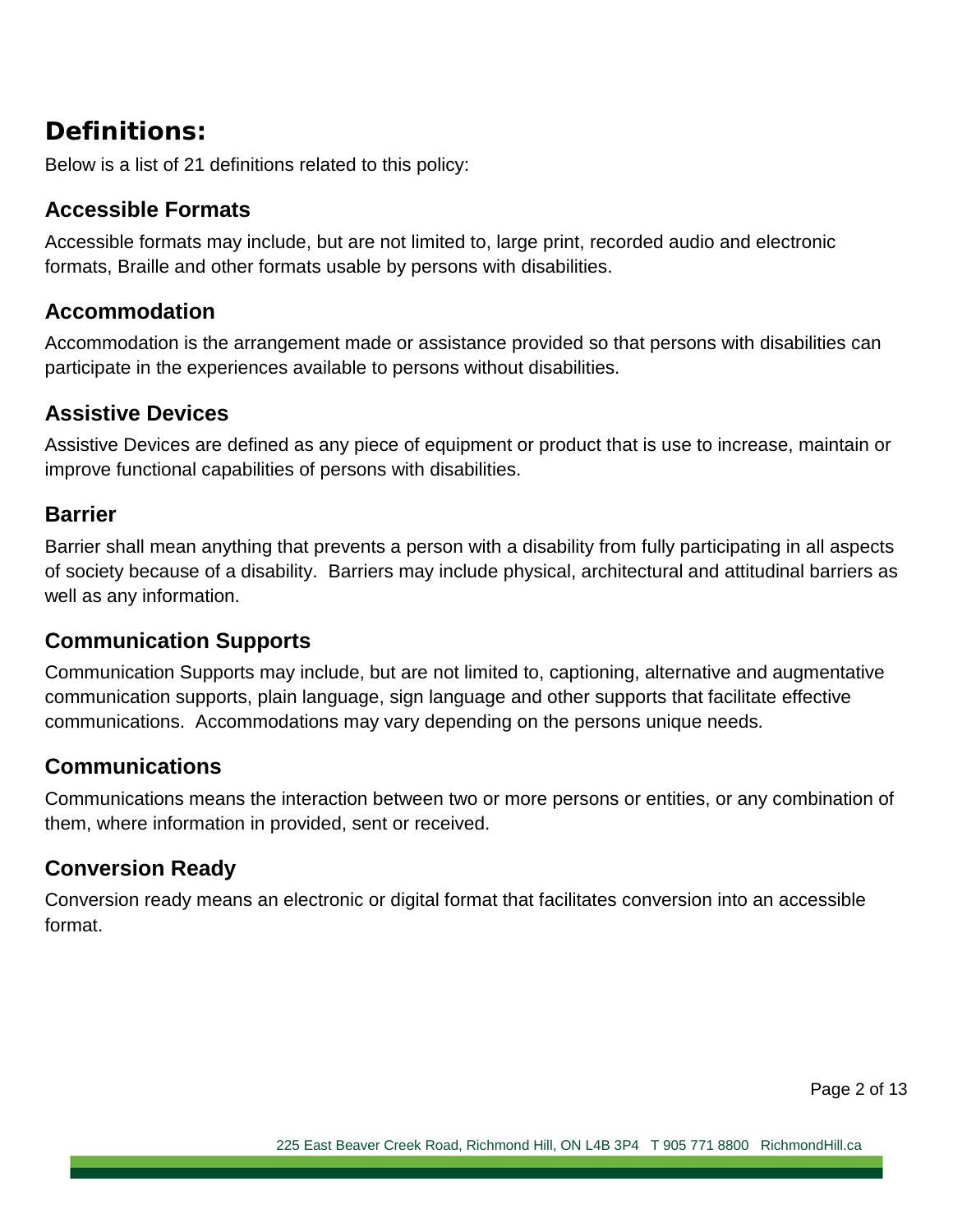# Definitions:

Below is a list of 21 definitions related to this policy:

## Accessible Formats

Accessible formats may include, but are not limited to, large print, recorded audio and electronic formats, Braille and other formats usable by persons with disabilities.

## Accommodation

Accommodation is the arrangement made or assistance provided so that persons with disabilities can participate in the experiences available to persons without disabilities.

## Assistive Devices

Assistive Devices are defined as any piece of equipment or product that is use to increase, maintain or improve functional capabilities of persons with disabilities.

## Barrier

Barrier shall mean anything that prevents a person with a disability from fully participating in all aspects of society because of a disability. Barriers may include physical, architectural and attitudinal barriers as well as any information.

## Communication Supports

Communication Supports may include, but are not limited to, captioning, alternative and augmentative communication supports, plain language, sign language and other supports that facilitate effective communications. Accommodations may vary depending on the persons unique needs.

## Communications

Communications means the interaction between two or more persons or entities, or any combination of them, where information in provided, sent or received.

## Conversion Ready

Conversion ready means an electronic or digital format that facilitates conversion into an accessible format.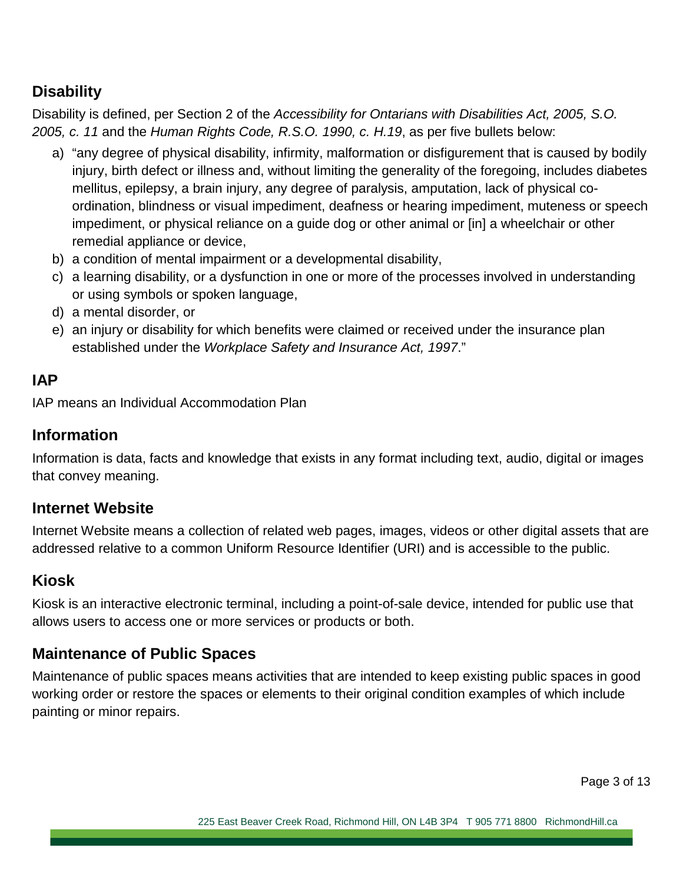## Disability

Disability is defined, per Section 2 of the *Accessibility for Ontarians with Disabilities Act, 2005, S.O. 2005, c. 11* and the *Human Rights Code, R.S.O. 1990, c. H.19*, as per five bullets below:

a) "any degree of physical disability, infirmity, malformation or disfigurement that is caused by bodily injury, birth defect or illness and, without limiting the generality of the foregoing, includes diabetes mellitus, epilepsy, a brain injury, any degree of paralysis, amputation, lack of physical co-ordination, blindness or visual impediment, deafness or hearing impediment, muteness or speech impediment, or physical reliance on a guide dog or other animal or [in] a wheelchair or other remedial appliance or device,
b) a condition of mental impairment or a developmental disability,
c) a learning disability, or a dysfunction in one or more of the processes involved in understanding or using symbols or spoken language,
d) a mental disorder, or
e) an injury or disability for which benefits were claimed or received under the insurance plan established under the *Workplace Safety and Insurance Act, 1997*."

## IAP

IAP means an Individual Accommodation Plan

## Information

Information is data, facts and knowledge that exists in any format including text, audio, digital or images that convey meaning.

## Internet Website

Internet Website means a collection of related web pages, images, videos or other digital assets that are addressed relative to a common Uniform Resource Identifier (URI) and is accessible to the public.

## Kiosk

Kiosk is an interactive electronic terminal, including a point-of-sale device, intended for public use that allows users to access one or more services or products or both.

## Maintenance of Public Spaces

Maintenance of public spaces means activities that are intended to keep existing public spaces in good working order or restore the spaces or elements to their original condition examples of which include painting or minor repairs.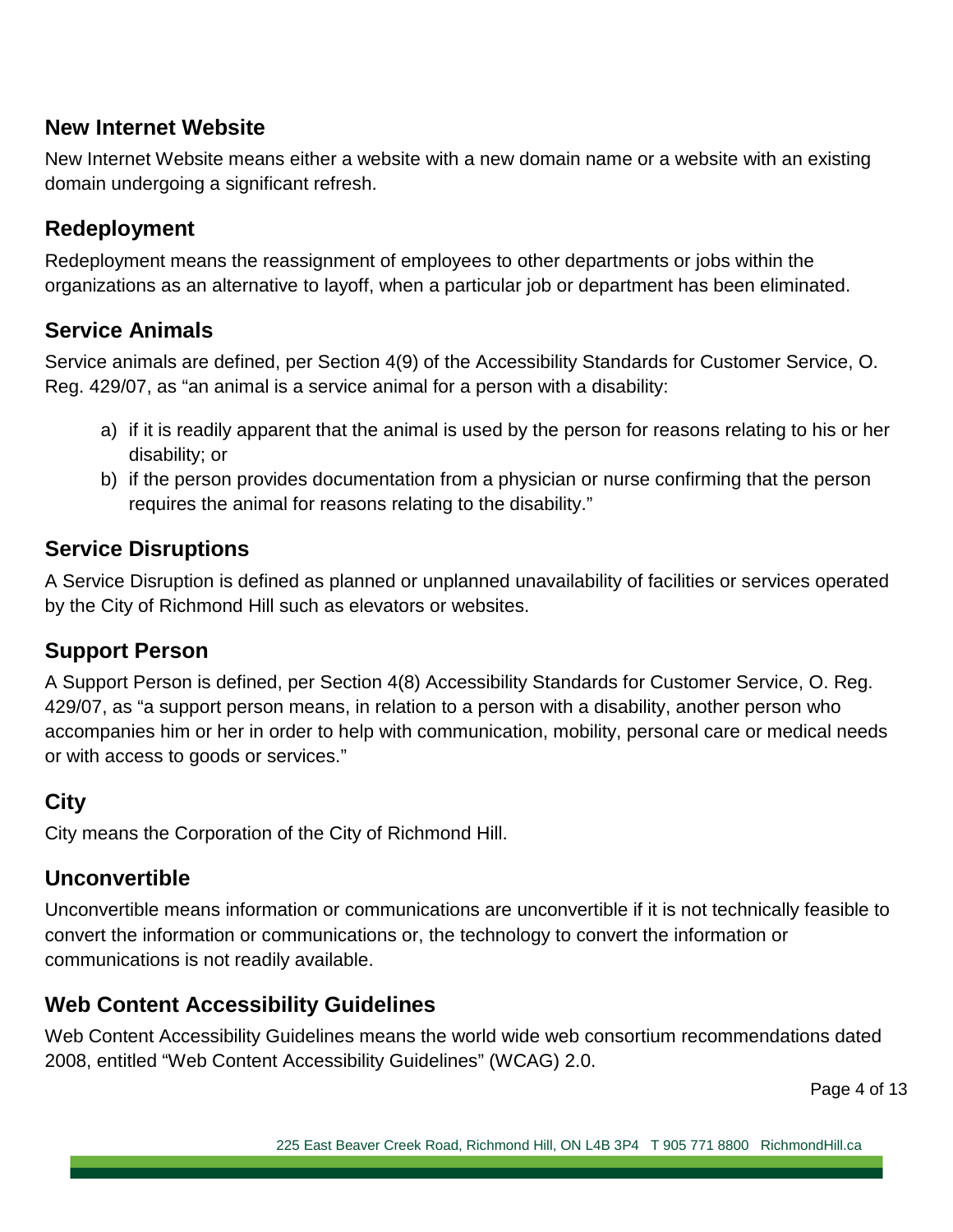## New Internet Website

New Internet Website means either a website with a new domain name or a website with an existing domain undergoing a significant refresh.

## Redeployment

Redeployment means the reassignment of employees to other departments or jobs within the organizations as an alternative to layoff, when a particular job or department has been eliminated.

## Service Animals

Service animals are defined, per Section 4(9) of the Accessibility Standards for Customer Service, O. Reg. 429/07, as "an animal is a service animal for a person with a disability:

a) if it is readily apparent that the animal is used by the person for reasons relating to his or her disability; or
b) if the person provides documentation from a physician or nurse confirming that the person requires the animal for reasons relating to the disability."

## Service Disruptions

A Service Disruption is defined as planned or unplanned unavailability of facilities or services operated by the City of Richmond Hill such as elevators or websites.

## Support Person

A Support Person is defined, per Section 4(8) Accessibility Standards for Customer Service, O. Reg. 429/07, as "a support person means, in relation to a person with a disability, another person who accompanies him or her in order to help with communication, mobility, personal care or medical needs or with access to goods or services."

## City

City means the Corporation of the City of Richmond Hill.

## Unconvertible

Unconvertible means information or communications are unconvertible if it is not technically feasible to convert the information or communications or, the technology to convert the information or communications is not readily available.

## Web Content Accessibility Guidelines

Web Content Accessibility Guidelines means the world wide web consortium recommendations dated 2008, entitled "Web Content Accessibility Guidelines" (WCAG) 2.0.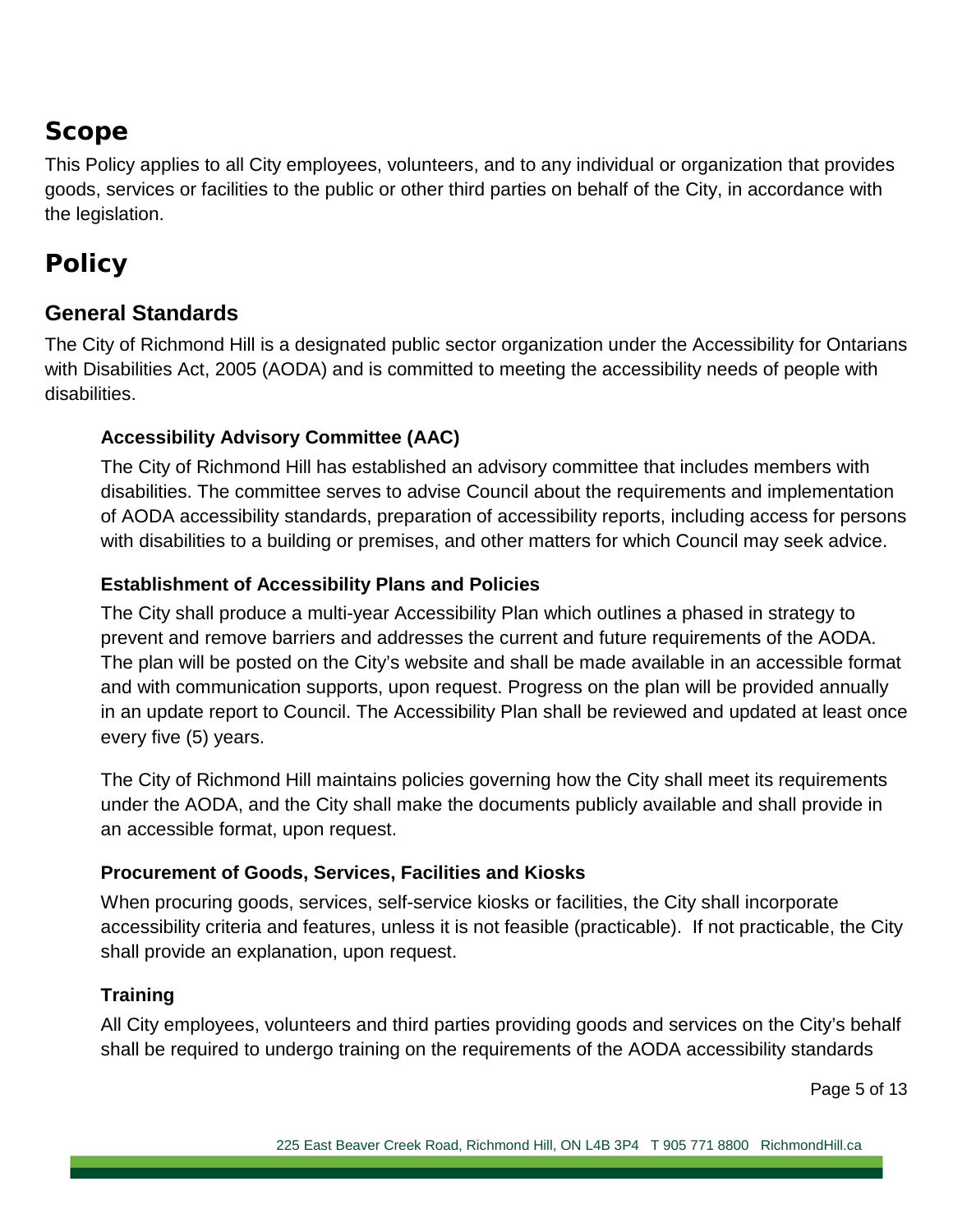## Scope

This Policy applies to all City employees, volunteers, and to any individual or organization that provides goods, services or facilities to the public or other third parties on behalf of the City, in accordance with the legislation.

## Policy

### General Standards

The City of Richmond Hill is a designated public sector organization under the Accessibility for Ontarians with Disabilities Act, 2005 (AODA) and is committed to meeting the accessibility needs of people with disabilities.

#### Accessibility Advisory Committee (AAC)

The City of Richmond Hill has established an advisory committee that includes members with disabilities. The committee serves to advise Council about the requirements and implementation of AODA accessibility standards, preparation of accessibility reports, including access for persons with disabilities to a building or premises, and other matters for which Council may seek advice.

#### Establishment of Accessibility Plans and Policies

The City shall produce a multi-year Accessibility Plan which outlines a phased in strategy to prevent and remove barriers and addresses the current and future requirements of the AODA. The plan will be posted on the City's website and shall be made available in an accessible format and with communication supports, upon request. Progress on the plan will be provided annually in an update report to Council. The Accessibility Plan shall be reviewed and updated at least once every five (5) years.

The City of Richmond Hill maintains policies governing how the City shall meet its requirements under the AODA, and the City shall make the documents publicly available and shall provide in an accessible format, upon request.

#### Procurement of Goods, Services, Facilities and Kiosks

When procuring goods, services, self-service kiosks or facilities, the City shall incorporate accessibility criteria and features, unless it is not feasible (practicable). If not practicable, the City shall provide an explanation, upon request.

#### Training

All City employees, volunteers and third parties providing goods and services on the City's behalf shall be required to undergo training on the requirements of the AODA accessibility standards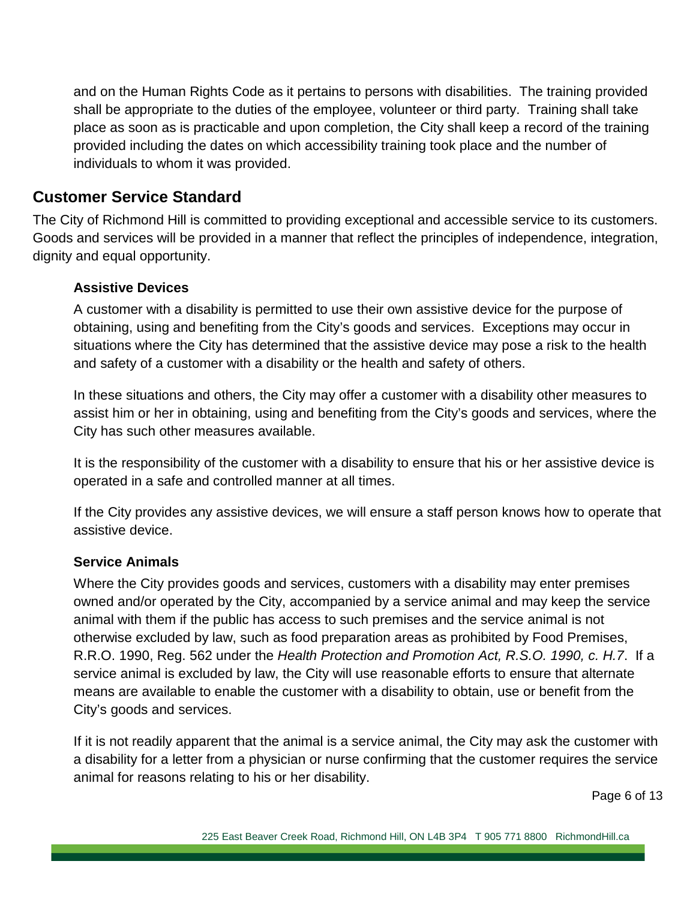and on the Human Rights Code as it pertains to persons with disabilities. The training provided shall be appropriate to the duties of the employee, volunteer or third party. Training shall take place as soon as is practicable and upon completion, the City shall keep a record of the training provided including the dates on which accessibility training took place and the number of individuals to whom it was provided.

## Customer Service Standard

The City of Richmond Hill is committed to providing exceptional and accessible service to its customers. Goods and services will be provided in a manner that reflect the principles of independence, integration, dignity and equal opportunity.

### Assistive Devices

A customer with a disability is permitted to use their own assistive device for the purpose of obtaining, using and benefiting from the City's goods and services. Exceptions may occur in situations where the City has determined that the assistive device may pose a risk to the health and safety of a customer with a disability or the health and safety of others.

In these situations and others, the City may offer a customer with a disability other measures to assist him or her in obtaining, using and benefiting from the City's goods and services, where the City has such other measures available.

It is the responsibility of the customer with a disability to ensure that his or her assistive device is operated in a safe and controlled manner at all times.

If the City provides any assistive devices, we will ensure a staff person knows how to operate that assistive device.

### Service Animals

Where the City provides goods and services, customers with a disability may enter premises owned and/or operated by the City, accompanied by a service animal and may keep the service animal with them if the public has access to such premises and the service animal is not otherwise excluded by law, such as food preparation areas as prohibited by Food Premises, R.R.O. 1990, Reg. 562 under the *Health Protection and Promotion Act, R.S.O. 1990, c. H.7*. If a service animal is excluded by law, the City will use reasonable efforts to ensure that alternate means are available to enable the customer with a disability to obtain, use or benefit from the City's goods and services.

If it is not readily apparent that the animal is a service animal, the City may ask the customer with a disability for a letter from a physician or nurse confirming that the customer requires the service animal for reasons relating to his or her disability.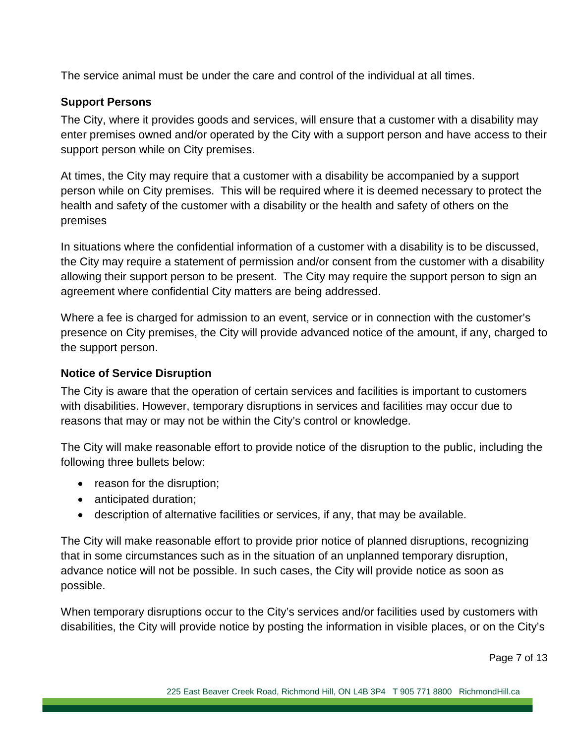The service animal must be under the care and control of the individual at all times.

### Support Persons

The City, where it provides goods and services, will ensure that a customer with a disability may enter premises owned and/or operated by the City with a support person and have access to their support person while on City premises.

At times, the City may require that a customer with a disability be accompanied by a support person while on City premises. This will be required where it is deemed necessary to protect the health and safety of the customer with a disability or the health and safety of others on the premises

In situations where the confidential information of a customer with a disability is to be discussed, the City may require a statement of permission and/or consent from the customer with a disability allowing their support person to be present. The City may require the support person to sign an agreement where confidential City matters are being addressed.

Where a fee is charged for admission to an event, service or in connection with the customer's presence on City premises, the City will provide advanced notice of the amount, if any, charged to the support person.

### Notice of Service Disruption

The City is aware that the operation of certain services and facilities is important to customers with disabilities. However, temporary disruptions in services and facilities may occur due to reasons that may or may not be within the City's control or knowledge.

The City will make reasonable effort to provide notice of the disruption to the public, including the following three bullets below:

- reason for the disruption;
- anticipated duration;
- description of alternative facilities or services, if any, that may be available.

The City will make reasonable effort to provide prior notice of planned disruptions, recognizing that in some circumstances such as in the situation of an unplanned temporary disruption, advance notice will not be possible. In such cases, the City will provide notice as soon as possible.

When temporary disruptions occur to the City's services and/or facilities used by customers with disabilities, the City will provide notice by posting the information in visible places, or on the City's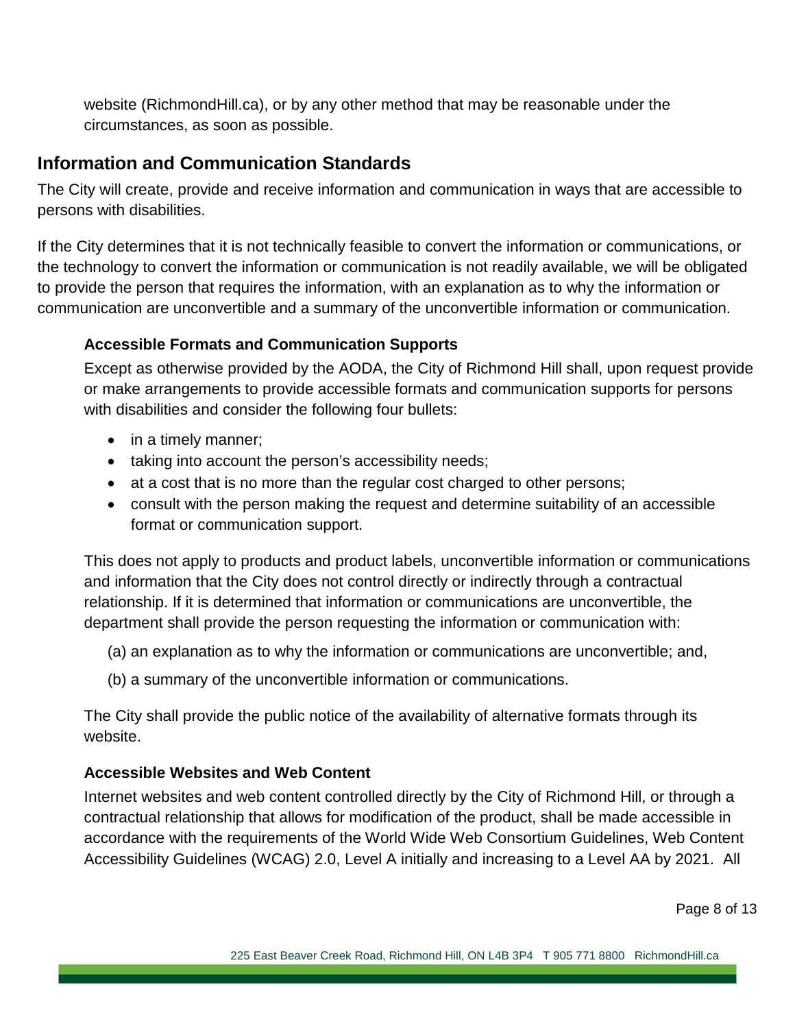website (RichmondHill.ca), or by any other method that may be reasonable under the circumstances, as soon as possible.

## Information and Communication Standards

The City will create, provide and receive information and communication in ways that are accessible to persons with disabilities.

If the City determines that it is not technically feasible to convert the information or communications, or the technology to convert the information or communication is not readily available, we will be obligated to provide the person that requires the information, with an explanation as to why the information or communication are unconvertible and a summary of the unconvertible information or communication.

### Accessible Formats and Communication Supports

Except as otherwise provided by the AODA, the City of Richmond Hill shall, upon request provide or make arrangements to provide accessible formats and communication supports for persons with disabilities and consider the following four bullets:

- in a timely manner;
- taking into account the person's accessibility needs;
- at a cost that is no more than the regular cost charged to other persons;
- consult with the person making the request and determine suitability of an accessible format or communication support.

This does not apply to products and product labels, unconvertible information or communications and information that the City does not control directly or indirectly through a contractual relationship. If it is determined that information or communications are unconvertible, the department shall provide the person requesting the information or communication with:

(a) an explanation as to why the information or communications are unconvertible; and,

(b) a summary of the unconvertible information or communications.

The City shall provide the public notice of the availability of alternative formats through its website.

### Accessible Websites and Web Content

Internet websites and web content controlled directly by the City of Richmond Hill, or through a contractual relationship that allows for modification of the product, shall be made accessible in accordance with the requirements of the World Wide Web Consortium Guidelines, Web Content Accessibility Guidelines (WCAG) 2.0, Level A initially and increasing to a Level AA by 2021. All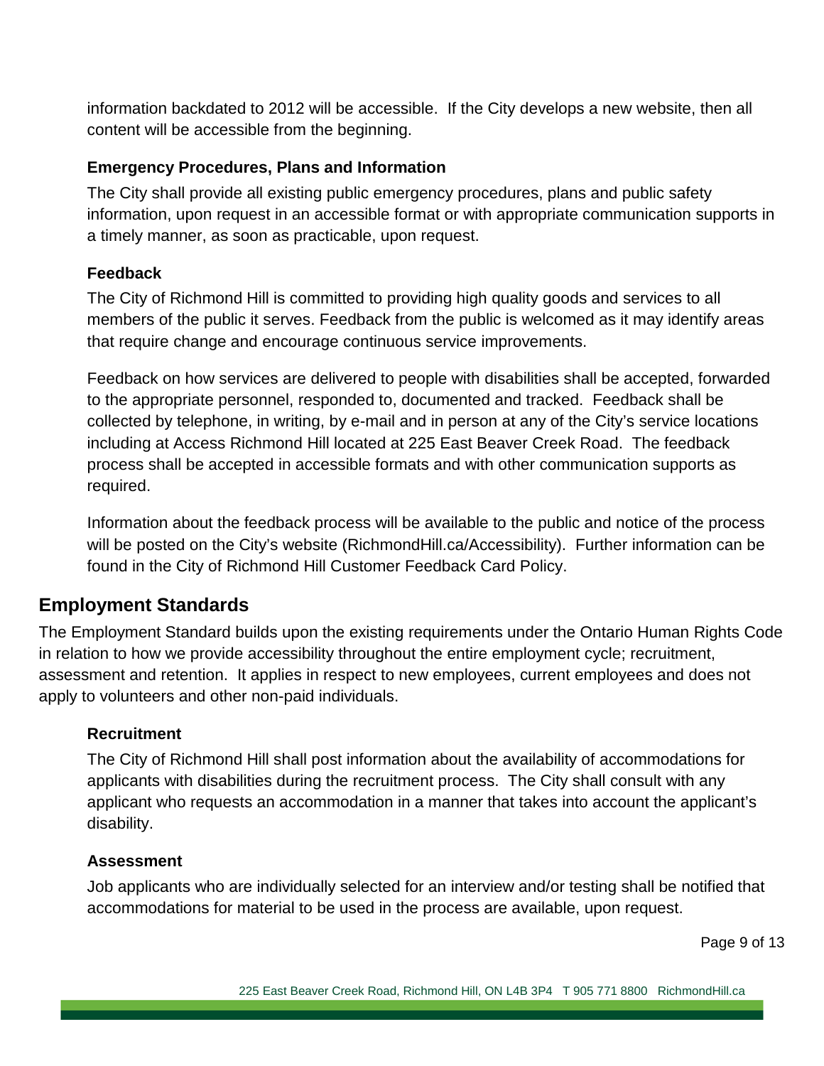information backdated to 2012 will be accessible. If the City develops a new website, then all content will be accessible from the beginning.

### Emergency Procedures, Plans and Information

The City shall provide all existing public emergency procedures, plans and public safety information, upon request in an accessible format or with appropriate communication supports in a timely manner, as soon as practicable, upon request.

### Feedback

The City of Richmond Hill is committed to providing high quality goods and services to all members of the public it serves. Feedback from the public is welcomed as it may identify areas that require change and encourage continuous service improvements.

Feedback on how services are delivered to people with disabilities shall be accepted, forwarded to the appropriate personnel, responded to, documented and tracked. Feedback shall be collected by telephone, in writing, by e-mail and in person at any of the City's service locations including at Access Richmond Hill located at 225 East Beaver Creek Road. The feedback process shall be accepted in accessible formats and with other communication supports as required.

Information about the feedback process will be available to the public and notice of the process will be posted on the City's website (RichmondHill.ca/Accessibility). Further information can be found in the City of Richmond Hill Customer Feedback Card Policy.

## Employment Standards

The Employment Standard builds upon the existing requirements under the Ontario Human Rights Code in relation to how we provide accessibility throughout the entire employment cycle; recruitment, assessment and retention. It applies in respect to new employees, current employees and does not apply to volunteers and other non-paid individuals.

### Recruitment

The City of Richmond Hill shall post information about the availability of accommodations for applicants with disabilities during the recruitment process. The City shall consult with any applicant who requests an accommodation in a manner that takes into account the applicant's disability.

### Assessment

Job applicants who are individually selected for an interview and/or testing shall be notified that accommodations for material to be used in the process are available, upon request.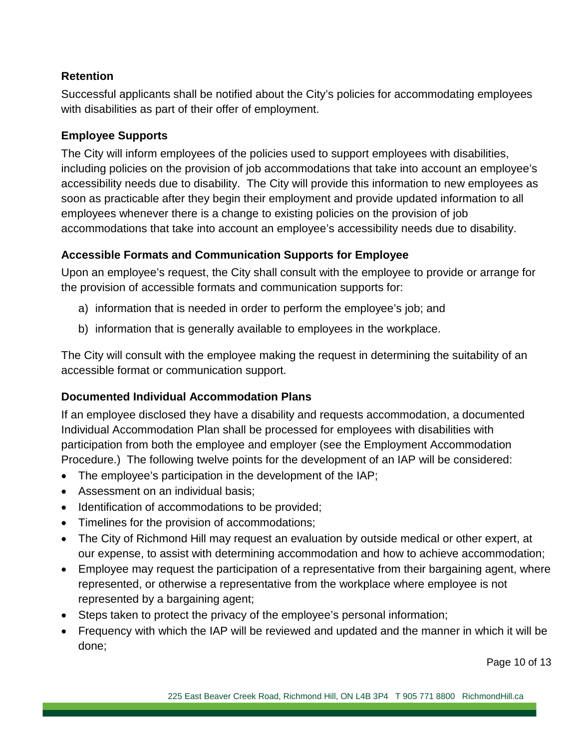### Retention

Successful applicants shall be notified about the City's policies for accommodating employees with disabilities as part of their offer of employment.

### Employee Supports

The City will inform employees of the policies used to support employees with disabilities, including policies on the provision of job accommodations that take into account an employee's accessibility needs due to disability. The City will provide this information to new employees as soon as practicable after they begin their employment and provide updated information to all employees whenever there is a change to existing policies on the provision of job accommodations that take into account an employee's accessibility needs due to disability.

### Accessible Formats and Communication Supports for Employee

Upon an employee's request, the City shall consult with the employee to provide or arrange for the provision of accessible formats and communication supports for:

a) information that is needed in order to perform the employee's job; and

b) information that is generally available to employees in the workplace.

The City will consult with the employee making the request in determining the suitability of an accessible format or communication support.

### Documented Individual Accommodation Plans

If an employee disclosed they have a disability and requests accommodation, a documented Individual Accommodation Plan shall be processed for employees with disabilities with participation from both the employee and employer (see the Employment Accommodation Procedure.) The following twelve points for the development of an IAP will be considered:

- The employee's participation in the development of the IAP;
- Assessment on an individual basis;
- Identification of accommodations to be provided;
- Timelines for the provision of accommodations;
- The City of Richmond Hill may request an evaluation by outside medical or other expert, at our expense, to assist with determining accommodation and how to achieve accommodation;
- Employee may request the participation of a representative from their bargaining agent, where represented, or otherwise a representative from the workplace where employee is not represented by a bargaining agent;
- Steps taken to protect the privacy of the employee's personal information;
- Frequency with which the IAP will be reviewed and updated and the manner in which it will be done;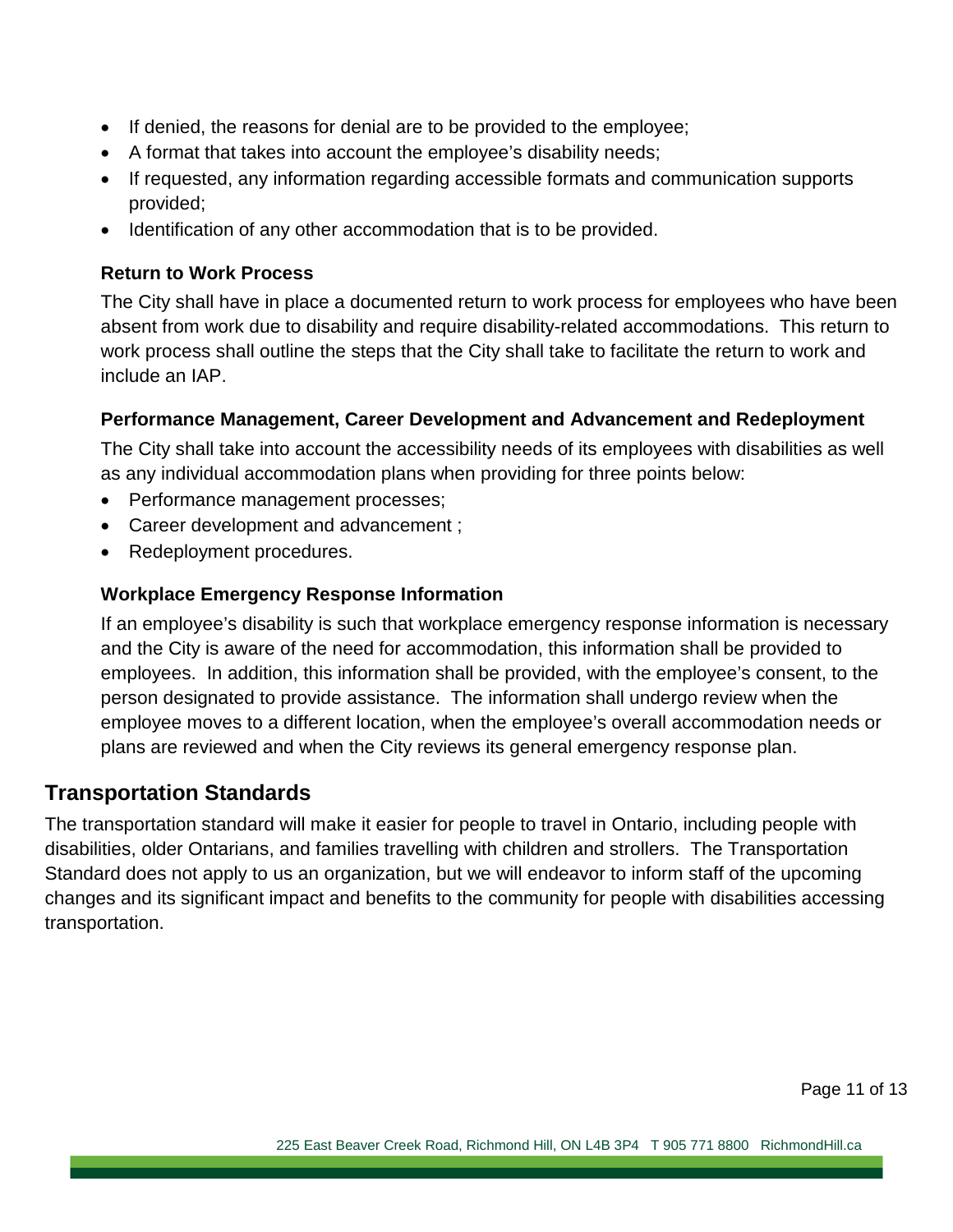- If denied, the reasons for denial are to be provided to the employee;
- A format that takes into account the employee's disability needs;
- If requested, any information regarding accessible formats and communication supports provided;
- Identification of any other accommodation that is to be provided.

### Return to Work Process

The City shall have in place a documented return to work process for employees who have been absent from work due to disability and require disability-related accommodations. This return to work process shall outline the steps that the City shall take to facilitate the return to work and include an IAP.

### Performance Management, Career Development and Advancement and Redeployment

The City shall take into account the accessibility needs of its employees with disabilities as well as any individual accommodation plans when providing for three points below:

- Performance management processes;
- Career development and advancement ;
- Redeployment procedures.

### Workplace Emergency Response Information

If an employee's disability is such that workplace emergency response information is necessary and the City is aware of the need for accommodation, this information shall be provided to employees. In addition, this information shall be provided, with the employee's consent, to the person designated to provide assistance. The information shall undergo review when the employee moves to a different location, when the employee's overall accommodation needs or plans are reviewed and when the City reviews its general emergency response plan.

## Transportation Standards

The transportation standard will make it easier for people to travel in Ontario, including people with disabilities, older Ontarians, and families travelling with children and strollers. The Transportation Standard does not apply to us an organization, but we will endeavor to inform staff of the upcoming changes and its significant impact and benefits to the community for people with disabilities accessing transportation.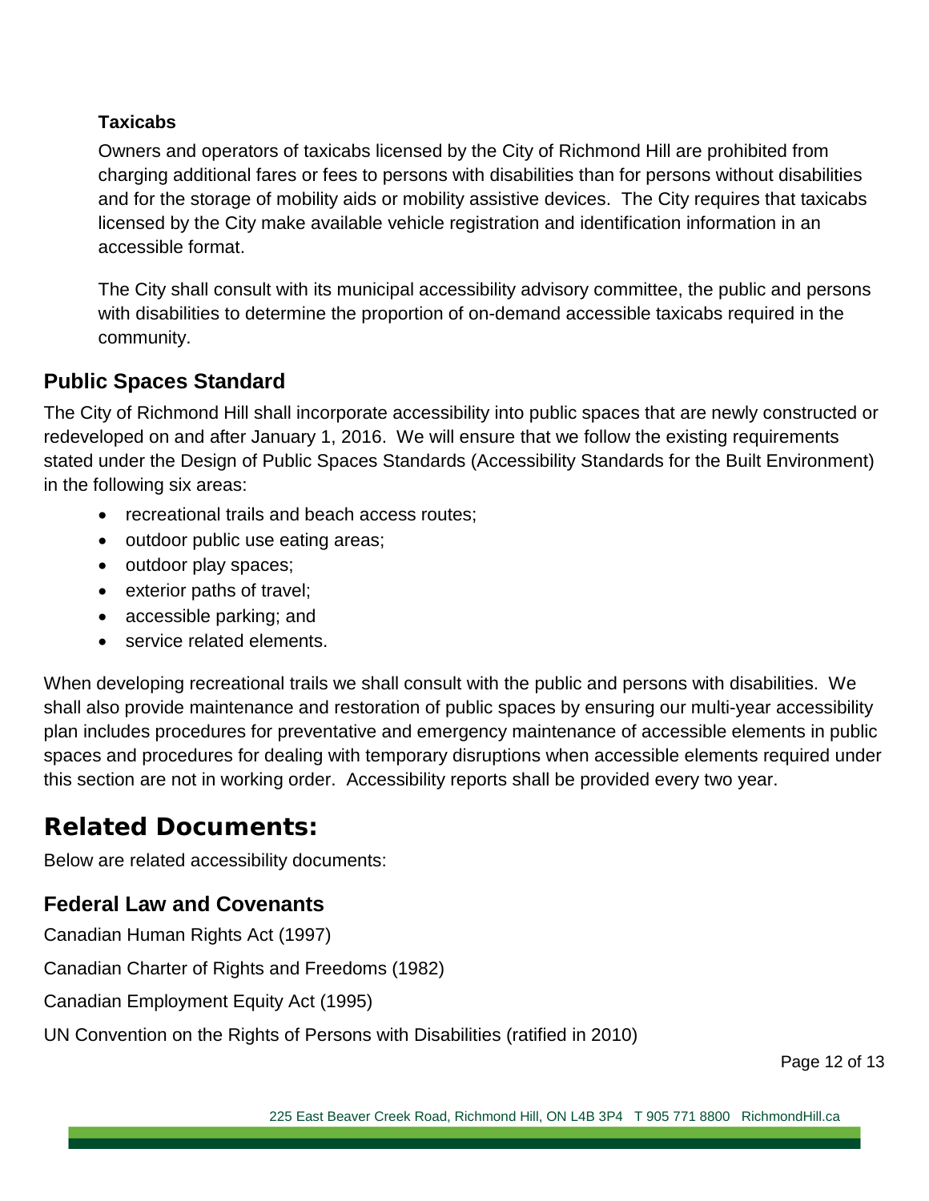### Taxicabs

Owners and operators of taxicabs licensed by the City of Richmond Hill are prohibited from charging additional fares or fees to persons with disabilities than for persons without disabilities and for the storage of mobility aids or mobility assistive devices. The City requires that taxicabs licensed by the City make available vehicle registration and identification information in an accessible format.

The City shall consult with its municipal accessibility advisory committee, the public and persons with disabilities to determine the proportion of on-demand accessible taxicabs required in the community.

## Public Spaces Standard

The City of Richmond Hill shall incorporate accessibility into public spaces that are newly constructed or redeveloped on and after January 1, 2016. We will ensure that we follow the existing requirements stated under the Design of Public Spaces Standards (Accessibility Standards for the Built Environment) in the following six areas:

- recreational trails and beach access routes;
- outdoor public use eating areas;
- outdoor play spaces;
- exterior paths of travel;
- accessible parking; and
- service related elements.

When developing recreational trails we shall consult with the public and persons with disabilities. We shall also provide maintenance and restoration of public spaces by ensuring our multi-year accessibility plan includes procedures for preventative and emergency maintenance of accessible elements in public spaces and procedures for dealing with temporary disruptions when accessible elements required under this section are not in working order. Accessibility reports shall be provided every two year.

# Related Documents:

Below are related accessibility documents:

## Federal Law and Covenants

Canadian Human Rights Act (1997)

Canadian Charter of Rights and Freedoms (1982)

Canadian Employment Equity Act (1995)

UN Convention on the Rights of Persons with Disabilities (ratified in 2010)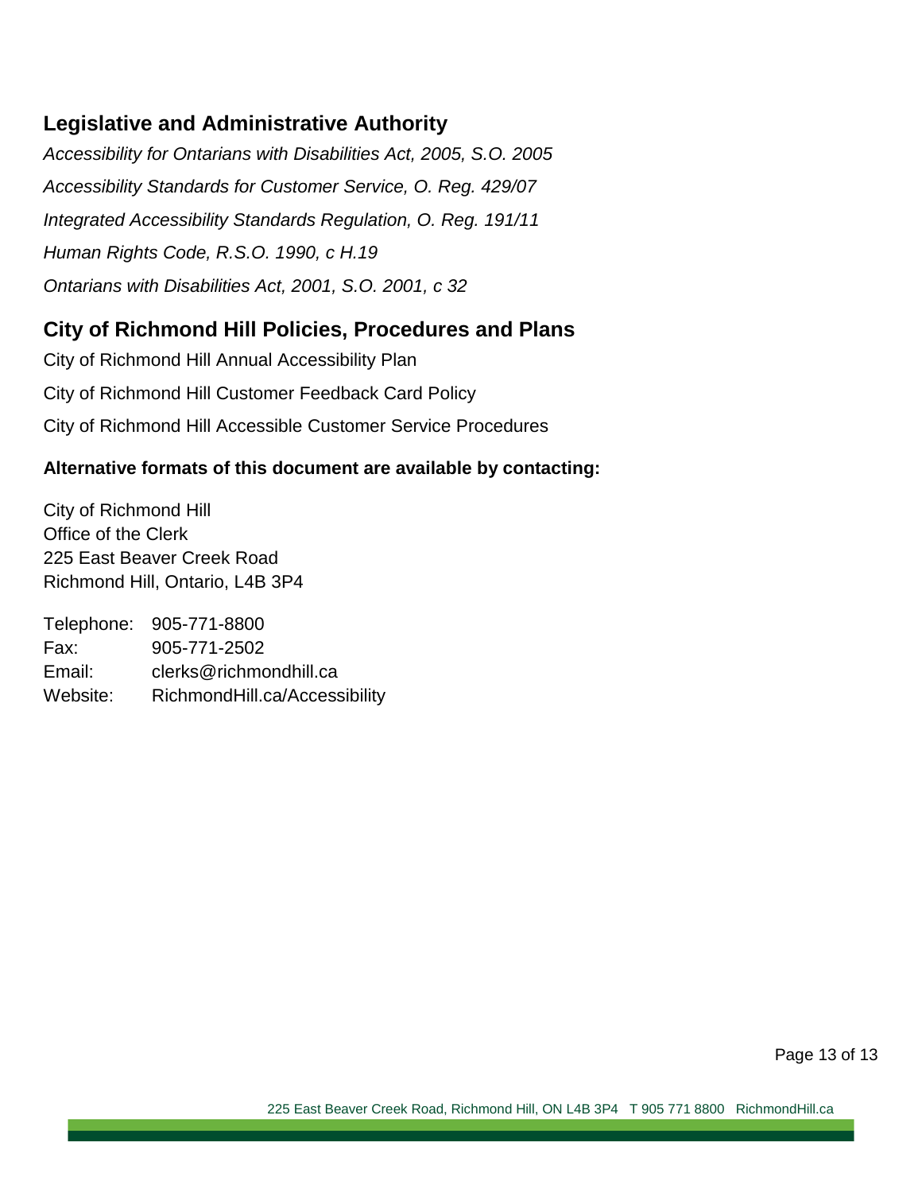## Legislative and Administrative Authority

*Accessibility for Ontarians with Disabilities Act, 2005, S.O. 2005*

*Accessibility Standards for Customer Service, O. Reg. 429/07*

*Integrated Accessibility Standards Regulation, O. Reg. 191/11*

*Human Rights Code, R.S.O. 1990, c H.19*

*Ontarians with Disabilities Act, 2001, S.O. 2001, c 32*

## City of Richmond Hill Policies, Procedures and Plans

City of Richmond Hill Annual Accessibility Plan

City of Richmond Hill Customer Feedback Card Policy

City of Richmond Hill Accessible Customer Service Procedures

**Alternative formats of this document are available by contacting:**

City of Richmond Hill
Office of the Clerk
225 East Beaver Creek Road
Richmond Hill, Ontario, L4B 3P4

| | |
|---|---|
| Telephone: | 905-771-8800 |
| Fax: | 905-771-2502 |
| Email: | clerks@richmondhill.ca |
| Website: | RichmondHill.ca/Accessibility |